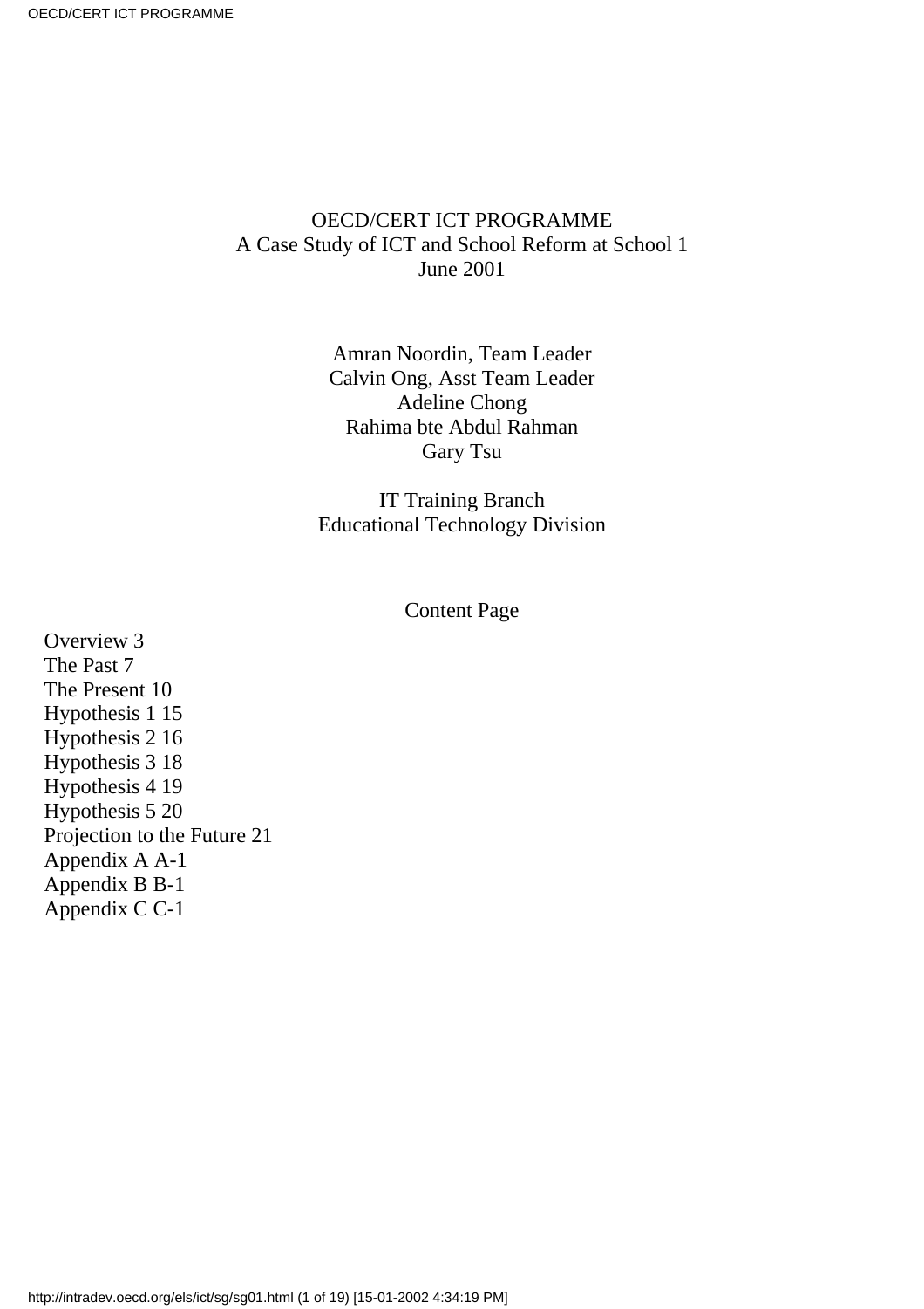# OECD/CERT ICT PROGRAMME

A Case Study of ICT and School Reform at School 1

June 2001

Amran Noordin, Team Leader
Calvin Ong, Asst Team Leader
Adeline Chong
Rahima bte Abdul Rahman
Gary Tsu

IT Training Branch
Educational Technology Division

## Content Page

Overview 3
The Past 7
The Present 10
Hypothesis 1 15
Hypothesis 2 16
Hypothesis 3 18
Hypothesis 4 19
Hypothesis 5 20
Projection to the Future 21
Appendix A A-1
Appendix B B-1
Appendix C C-1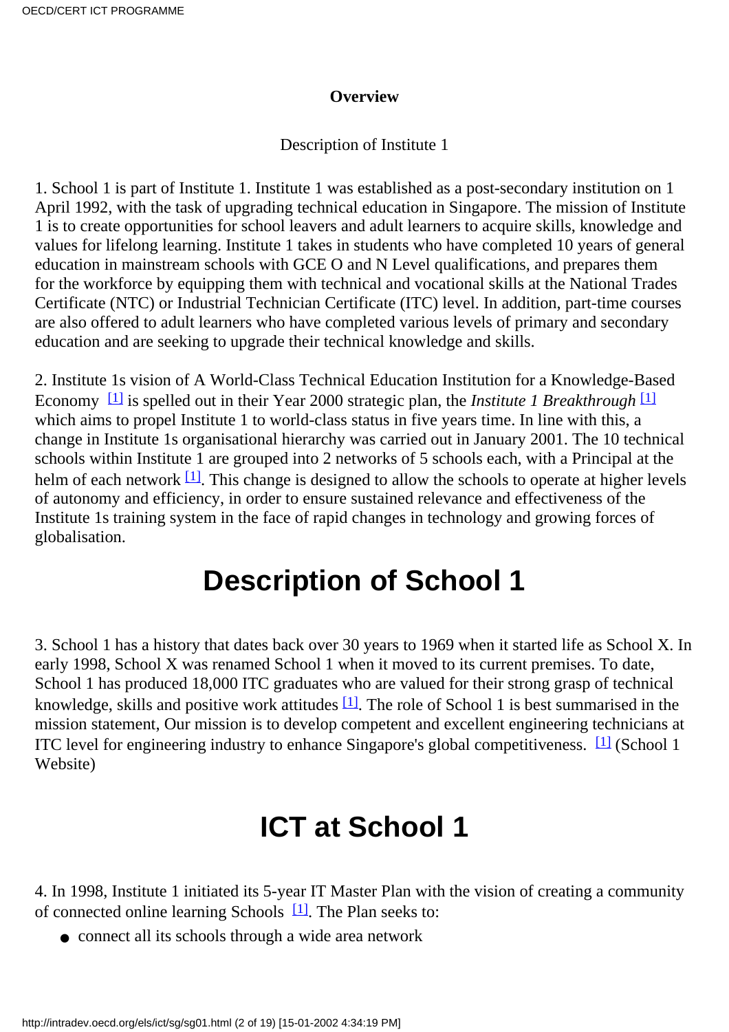**Overview**

Description of Institute 1

1. School 1 is part of Institute 1. Institute 1 was established as a post-secondary institution on 1 April 1992, with the task of upgrading technical education in Singapore. The mission of Institute 1 is to create opportunities for school leavers and adult learners to acquire skills, knowledge and values for lifelong learning. Institute 1 takes in students who have completed 10 years of general education in mainstream schools with GCE O and N Level qualifications, and prepares them for the workforce by equipping them with technical and vocational skills at the National Trades Certificate (NTC) or Industrial Technician Certificate (ITC) level. In addition, part-time courses are also offered to adult learners who have completed various levels of primary and secondary education and are seeking to upgrade their technical knowledge and skills.

2. Institute 1s vision of A World-Class Technical Education Institution for a Knowledge-Based Economy [1] is spelled out in their Year 2000 strategic plan, the *Institute 1 Breakthrough* [1] which aims to propel Institute 1 to world-class status in five years time. In line with this, a change in Institute 1s organisational hierarchy was carried out in January 2001. The 10 technical schools within Institute 1 are grouped into 2 networks of 5 schools each, with a Principal at the helm of each network [1]. This change is designed to allow the schools to operate at higher levels of autonomy and efficiency, in order to ensure sustained relevance and effectiveness of the Institute 1s training system in the face of rapid changes in technology and growing forces of globalisation.

# Description of School 1

3. School 1 has a history that dates back over 30 years to 1969 when it started life as School X. In early 1998, School X was renamed School 1 when it moved to its current premises. To date, School 1 has produced 18,000 ITC graduates who are valued for their strong grasp of technical knowledge, skills and positive work attitudes [1]. The role of School 1 is best summarised in the mission statement, Our mission is to develop competent and excellent engineering technicians at ITC level for engineering industry to enhance Singapore's global competitiveness. [1] (School 1 Website)

# ICT at School 1

4. In 1998, Institute 1 initiated its 5-year IT Master Plan with the vision of creating a community of connected online learning Schools [1]. The Plan seeks to:

- connect all its schools through a wide area network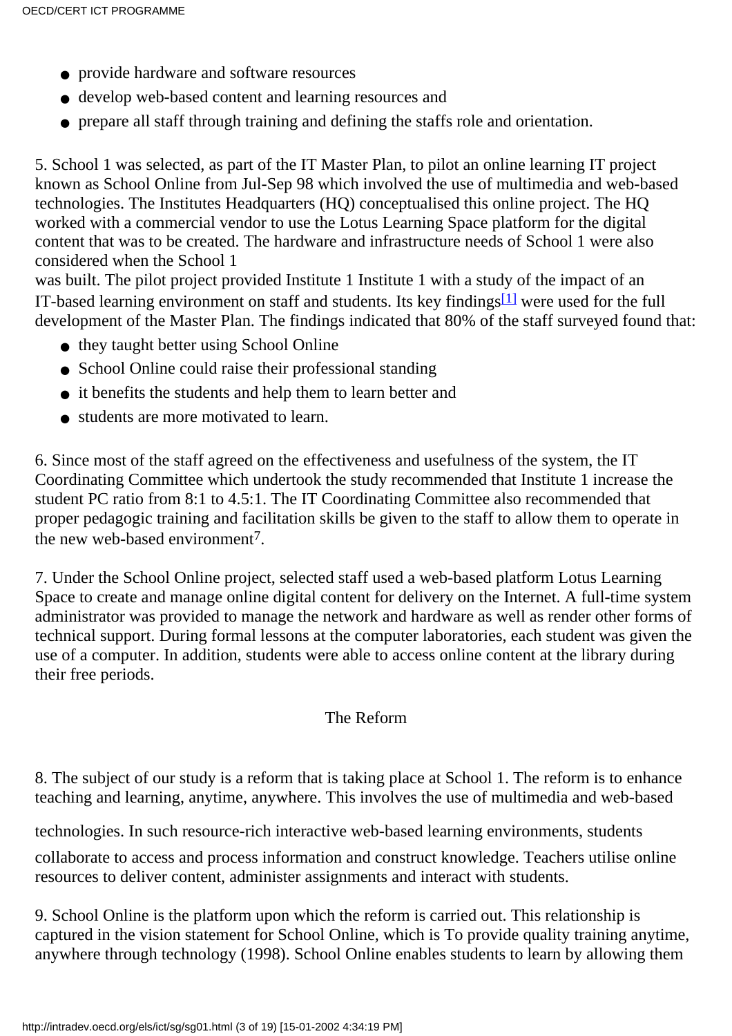- provide hardware and software resources
- develop web-based content and learning resources and
- prepare all staff through training and defining the staffs role and orientation.

5. School 1 was selected, as part of the IT Master Plan, to pilot an online learning IT project known as School Online from Jul-Sep 98 which involved the use of multimedia and web-based technologies. The Institutes Headquarters (HQ) conceptualised this online project. The HQ worked with a commercial vendor to use the Lotus Learning Space platform for the digital content that was to be created. The hardware and infrastructure needs of School 1 were also considered when the School 1
was built. The pilot project provided Institute 1 Institute 1 with a study of the impact of an IT-based learning environment on staff and students. Its key findings[1] were used for the full development of the Master Plan. The findings indicated that 80% of the staff surveyed found that:

- they taught better using School Online
- School Online could raise their professional standing
- it benefits the students and help them to learn better and
- students are more motivated to learn.

6. Since most of the staff agreed on the effectiveness and usefulness of the system, the IT Coordinating Committee which undertook the study recommended that Institute 1 increase the student PC ratio from 8:1 to 4.5:1. The IT Coordinating Committee also recommended that proper pedagogic training and facilitation skills be given to the staff to allow them to operate in the new web-based environment[7].

7. Under the School Online project, selected staff used a web-based platform Lotus Learning Space to create and manage online digital content for delivery on the Internet. A full-time system administrator was provided to manage the network and hardware as well as render other forms of technical support. During formal lessons at the computer laboratories, each student was given the use of a computer. In addition, students were able to access online content at the library during their free periods.

## The Reform

8. The subject of our study is a reform that is taking place at School 1. The reform is to enhance teaching and learning, anytime, anywhere. This involves the use of multimedia and web-based technologies. In such resource-rich interactive web-based learning environments, students collaborate to access and process information and construct knowledge. Teachers utilise online resources to deliver content, administer assignments and interact with students.

9. School Online is the platform upon which the reform is carried out. This relationship is captured in the vision statement for School Online, which is To provide quality training anytime, anywhere through technology (1998). School Online enables students to learn by allowing them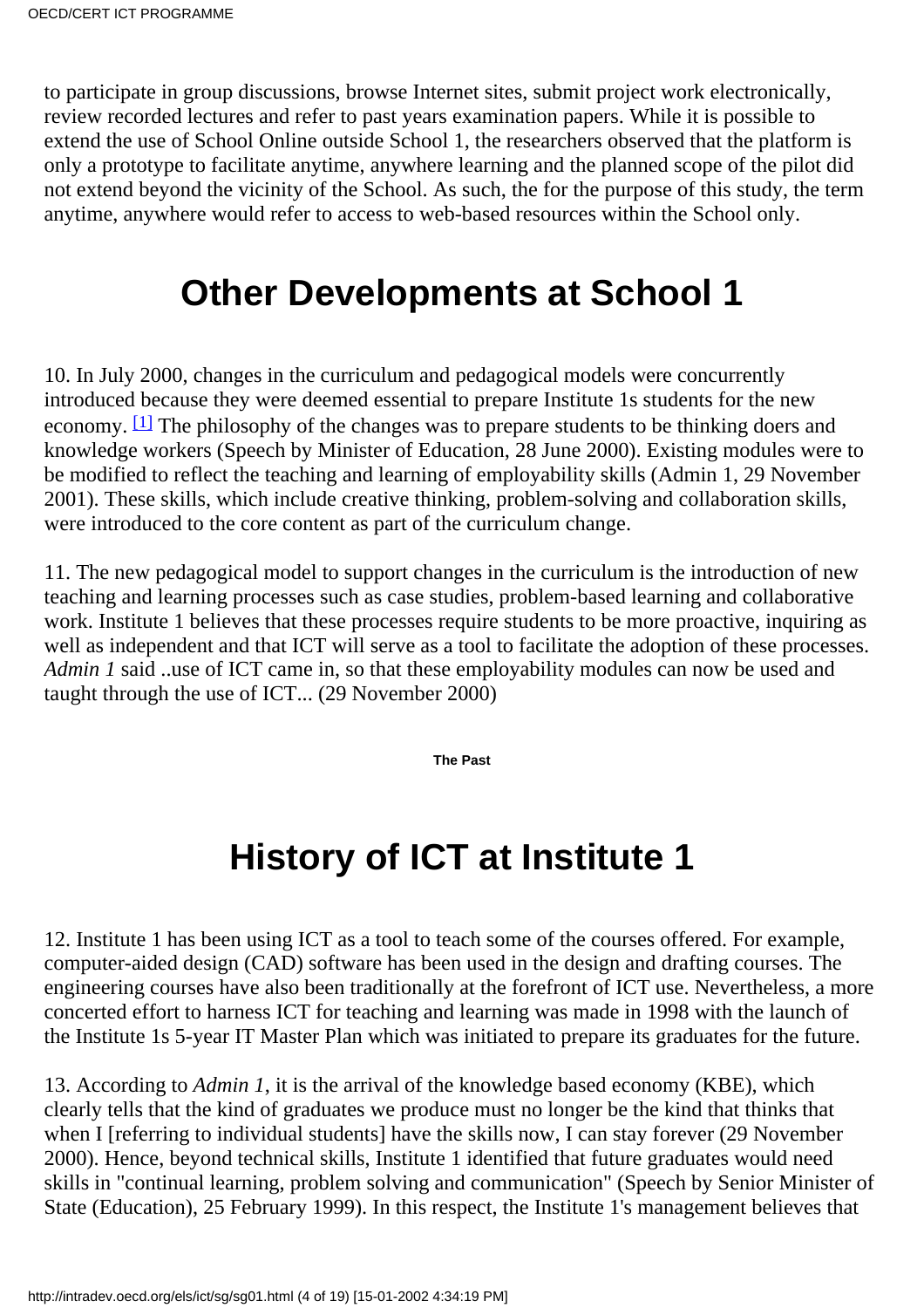to participate in group discussions, browse Internet sites, submit project work electronically, review recorded lectures and refer to past years examination papers. While it is possible to extend the use of School Online outside School 1, the researchers observed that the platform is only a prototype to facilitate anytime, anywhere learning and the planned scope of the pilot did not extend beyond the vicinity of the School. As such, the for the purpose of this study, the term anytime, anywhere would refer to access to web-based resources within the School only.

# Other Developments at School 1

10. In July 2000, changes in the curriculum and pedagogical models were concurrently introduced because they were deemed essential to prepare Institute 1s students for the new economy. [1] The philosophy of the changes was to prepare students to be thinking doers and knowledge workers (Speech by Minister of Education, 28 June 2000). Existing modules were to be modified to reflect the teaching and learning of employability skills (Admin 1, 29 November 2001). These skills, which include creative thinking, problem-solving and collaboration skills, were introduced to the core content as part of the curriculum change.

11. The new pedagogical model to support changes in the curriculum is the introduction of new teaching and learning processes such as case studies, problem-based learning and collaborative work. Institute 1 believes that these processes require students to be more proactive, inquiring as well as independent and that ICT will serve as a tool to facilitate the adoption of these processes. *Admin 1* said ..use of ICT came in, so that these employability modules can now be used and taught through the use of ICT... (29 November 2000)

**The Past**

# History of ICT at Institute 1

12. Institute 1 has been using ICT as a tool to teach some of the courses offered. For example, computer-aided design (CAD) software has been used in the design and drafting courses. The engineering courses have also been traditionally at the forefront of ICT use. Nevertheless, a more concerted effort to harness ICT for teaching and learning was made in 1998 with the launch of the Institute 1s 5-year IT Master Plan which was initiated to prepare its graduates for the future.

13. According to *Admin 1*, it is the arrival of the knowledge based economy (KBE), which clearly tells that the kind of graduates we produce must no longer be the kind that thinks that when I [referring to individual students] have the skills now, I can stay forever (29 November 2000). Hence, beyond technical skills, Institute 1 identified that future graduates would need skills in "continual learning, problem solving and communication" (Speech by Senior Minister of State (Education), 25 February 1999). In this respect, the Institute 1's management believes that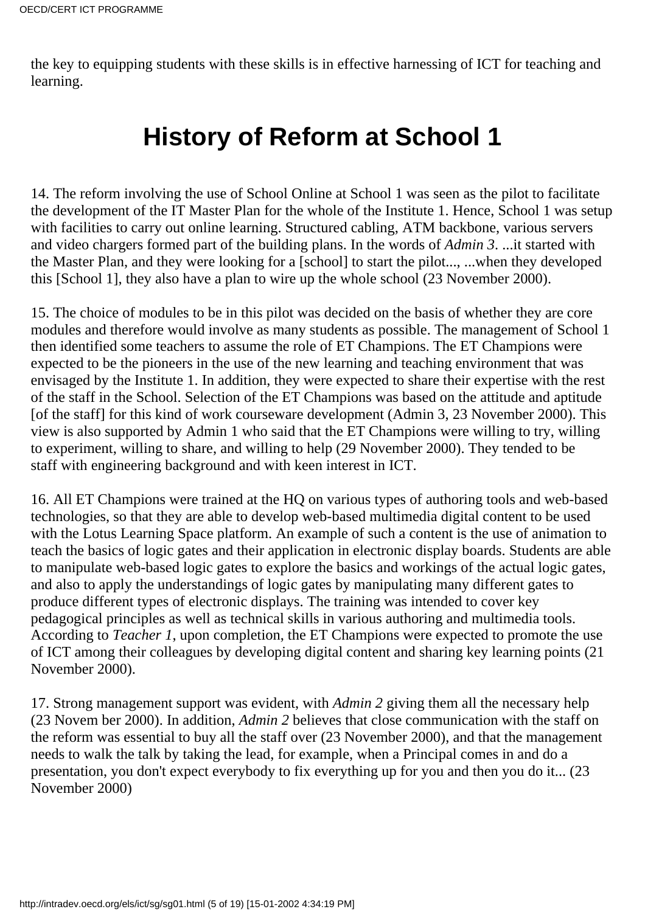the key to equipping students with these skills is in effective harnessing of ICT for teaching and learning.

# History of Reform at School 1

14. The reform involving the use of School Online at School 1 was seen as the pilot to facilitate the development of the IT Master Plan for the whole of the Institute 1. Hence, School 1 was setup with facilities to carry out online learning. Structured cabling, ATM backbone, various servers and video chargers formed part of the building plans. In the words of *Admin 3*. ...it started with the Master Plan, and they were looking for a [school] to start the pilot..., ...when they developed this [School 1], they also have a plan to wire up the whole school (23 November 2000).

15. The choice of modules to be in this pilot was decided on the basis of whether they are core modules and therefore would involve as many students as possible. The management of School 1 then identified some teachers to assume the role of ET Champions. The ET Champions were expected to be the pioneers in the use of the new learning and teaching environment that was envisaged by the Institute 1. In addition, they were expected to share their expertise with the rest of the staff in the School. Selection of the ET Champions was based on the attitude and aptitude [of the staff] for this kind of work courseware development (Admin 3, 23 November 2000). This view is also supported by Admin 1 who said that the ET Champions were willing to try, willing to experiment, willing to share, and willing to help (29 November 2000). They tended to be staff with engineering background and with keen interest in ICT.

16. All ET Champions were trained at the HQ on various types of authoring tools and web-based technologies, so that they are able to develop web-based multimedia digital content to be used with the Lotus Learning Space platform. An example of such a content is the use of animation to teach the basics of logic gates and their application in electronic display boards. Students are able to manipulate web-based logic gates to explore the basics and workings of the actual logic gates, and also to apply the understandings of logic gates by manipulating many different gates to produce different types of electronic displays. The training was intended to cover key pedagogical principles as well as technical skills in various authoring and multimedia tools. According to *Teacher 1*, upon completion, the ET Champions were expected to promote the use of ICT among their colleagues by developing digital content and sharing key learning points (21 November 2000).

17. Strong management support was evident, with *Admin 2* giving them all the necessary help (23 Novem ber 2000). In addition, *Admin 2* believes that close communication with the staff on the reform was essential to buy all the staff over (23 November 2000), and that the management needs to walk the talk by taking the lead, for example, when a Principal comes in and do a presentation, you don't expect everybody to fix everything up for you and then you do it... (23 November 2000)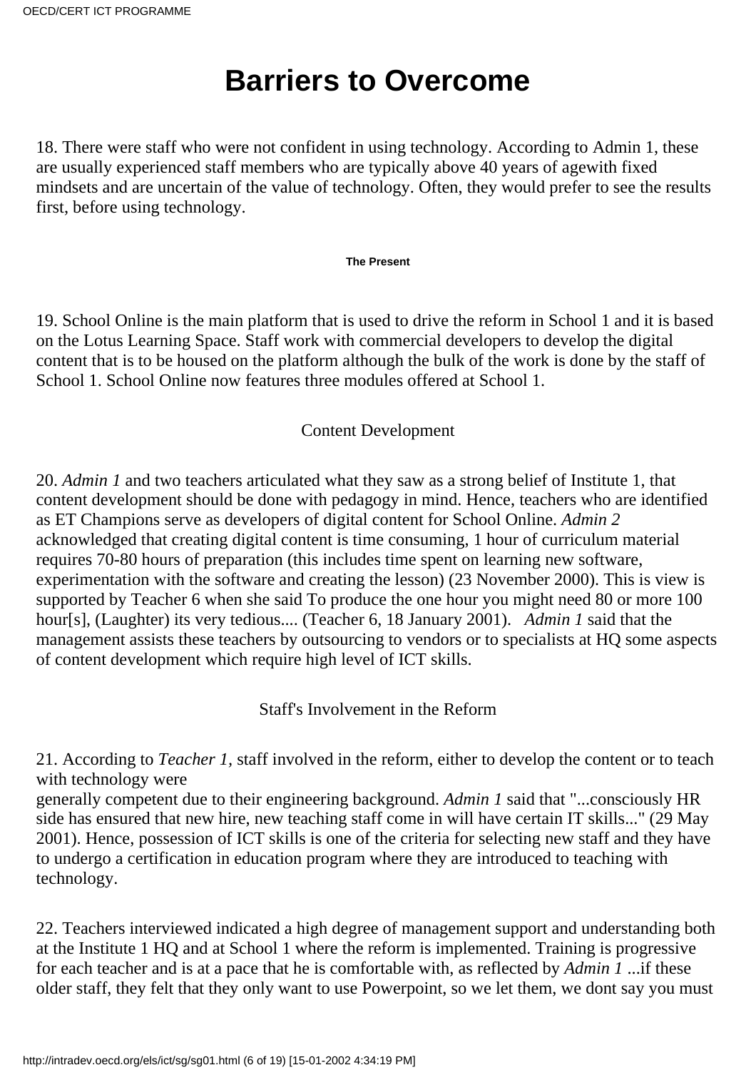# Barriers to Overcome

18. There were staff who were not confident in using technology. According to Admin 1, these are usually experienced staff members who are typically above 40 years of agewith fixed mindsets and are uncertain of the value of technology. Often, they would prefer to see the results first, before using technology.

#### The Present

19. School Online is the main platform that is used to drive the reform in School 1 and it is based on the Lotus Learning Space. Staff work with commercial developers to develop the digital content that is to be housed on the platform although the bulk of the work is done by the staff of School 1. School Online now features three modules offered at School 1.

Content Development

20. *Admin 1* and two teachers articulated what they saw as a strong belief of Institute 1, that content development should be done with pedagogy in mind. Hence, teachers who are identified as ET Champions serve as developers of digital content for School Online. *Admin 2* acknowledged that creating digital content is time consuming, 1 hour of curriculum material requires 70-80 hours of preparation (this includes time spent on learning new software, experimentation with the software and creating the lesson) (23 November 2000). This is view is supported by Teacher 6 when she said To produce the one hour you might need 80 or more 100 hour[s], (Laughter) its very tedious.... (Teacher 6, 18 January 2001). *Admin 1* said that the management assists these teachers by outsourcing to vendors or to specialists at HQ some aspects of content development which require high level of ICT skills.

Staff's Involvement in the Reform

21. According to *Teacher 1*, staff involved in the reform, either to develop the content or to teach with technology were generally competent due to their engineering background. *Admin 1* said that "...consciously HR side has ensured that new hire, new teaching staff come in will have certain IT skills..." (29 May 2001). Hence, possession of ICT skills is one of the criteria for selecting new staff and they have to undergo a certification in education program where they are introduced to teaching with technology.

22. Teachers interviewed indicated a high degree of management support and understanding both at the Institute 1 HQ and at School 1 where the reform is implemented. Training is progressive for each teacher and is at a pace that he is comfortable with, as reflected by *Admin 1* ...if these older staff, they felt that they only want to use Powerpoint, so we let them, we dont say you must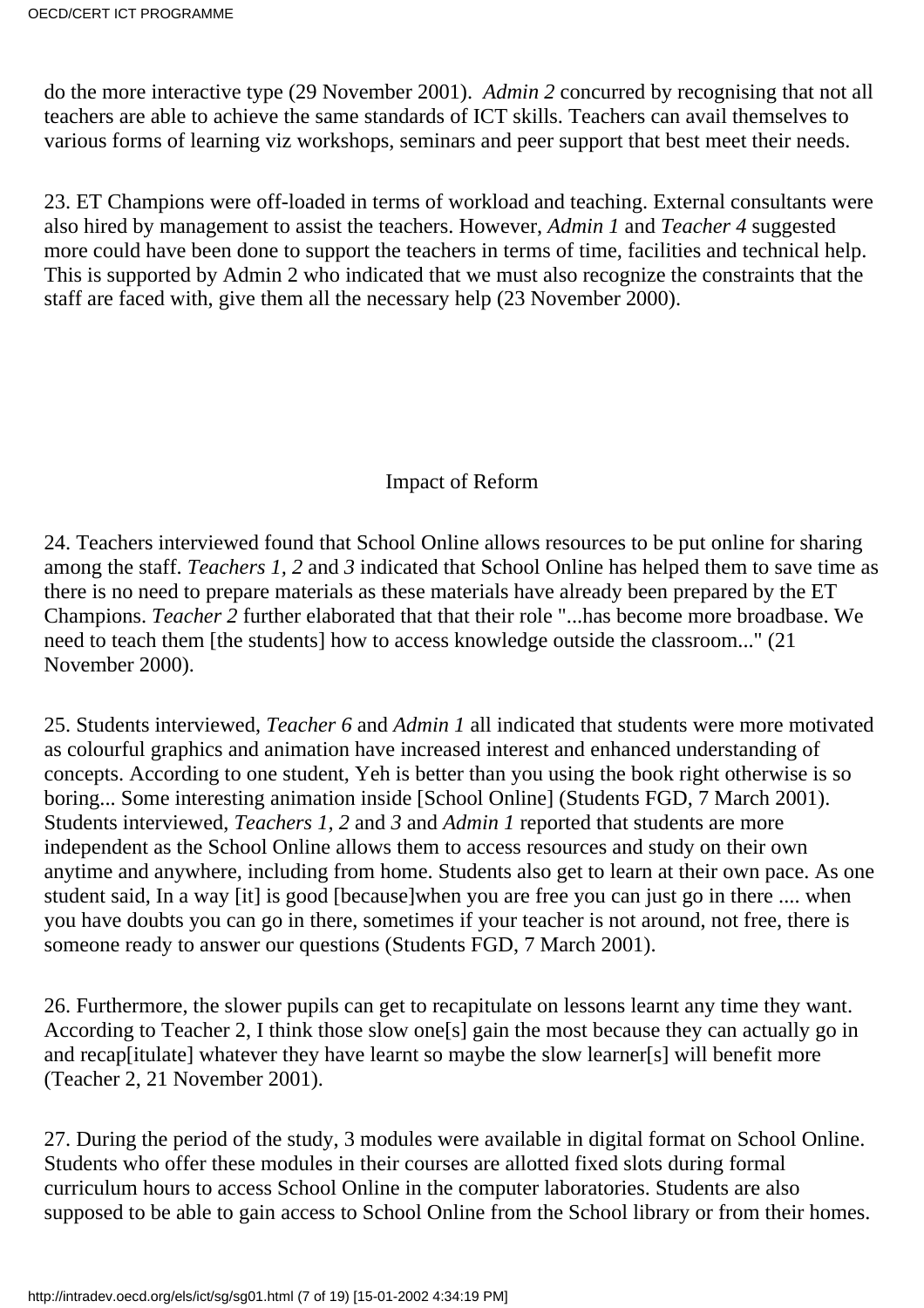do the more interactive type (29 November 2001). *Admin 2* concurred by recognising that not all teachers are able to achieve the same standards of ICT skills. Teachers can avail themselves to various forms of learning viz workshops, seminars and peer support that best meet their needs.

23. ET Champions were off-loaded in terms of workload and teaching. External consultants were also hired by management to assist the teachers. However, *Admin 1* and *Teacher 4* suggested more could have been done to support the teachers in terms of time, facilities and technical help. This is supported by Admin 2 who indicated that we must also recognize the constraints that the staff are faced with, give them all the necessary help (23 November 2000).

## Impact of Reform

24. Teachers interviewed found that School Online allows resources to be put online for sharing among the staff. *Teachers 1, 2* and *3* indicated that School Online has helped them to save time as there is no need to prepare materials as these materials have already been prepared by the ET Champions. *Teacher 2* further elaborated that that their role "...has become more broadbase. We need to teach them [the students] how to access knowledge outside the classroom..." (21 November 2000).

25. Students interviewed, *Teacher 6* and *Admin 1* all indicated that students were more motivated as colourful graphics and animation have increased interest and enhanced understanding of concepts. According to one student, Yeh is better than you using the book right otherwise is so boring... Some interesting animation inside [School Online] (Students FGD, 7 March 2001). Students interviewed, *Teachers 1, 2* and *3* and *Admin 1* reported that students are more independent as the School Online allows them to access resources and study on their own anytime and anywhere, including from home. Students also get to learn at their own pace. As one student said, In a way [it] is good [because]when you are free you can just go in there .... when you have doubts you can go in there, sometimes if your teacher is not around, not free, there is someone ready to answer our questions (Students FGD, 7 March 2001).

26. Furthermore, the slower pupils can get to recapitulate on lessons learnt any time they want. According to Teacher 2, I think those slow one[s] gain the most because they can actually go in and recap[itulate] whatever they have learnt so maybe the slow learner[s] will benefit more (Teacher 2, 21 November 2001).

27. During the period of the study, 3 modules were available in digital format on School Online. Students who offer these modules in their courses are allotted fixed slots during formal curriculum hours to access School Online in the computer laboratories. Students are also supposed to be able to gain access to School Online from the School library or from their homes.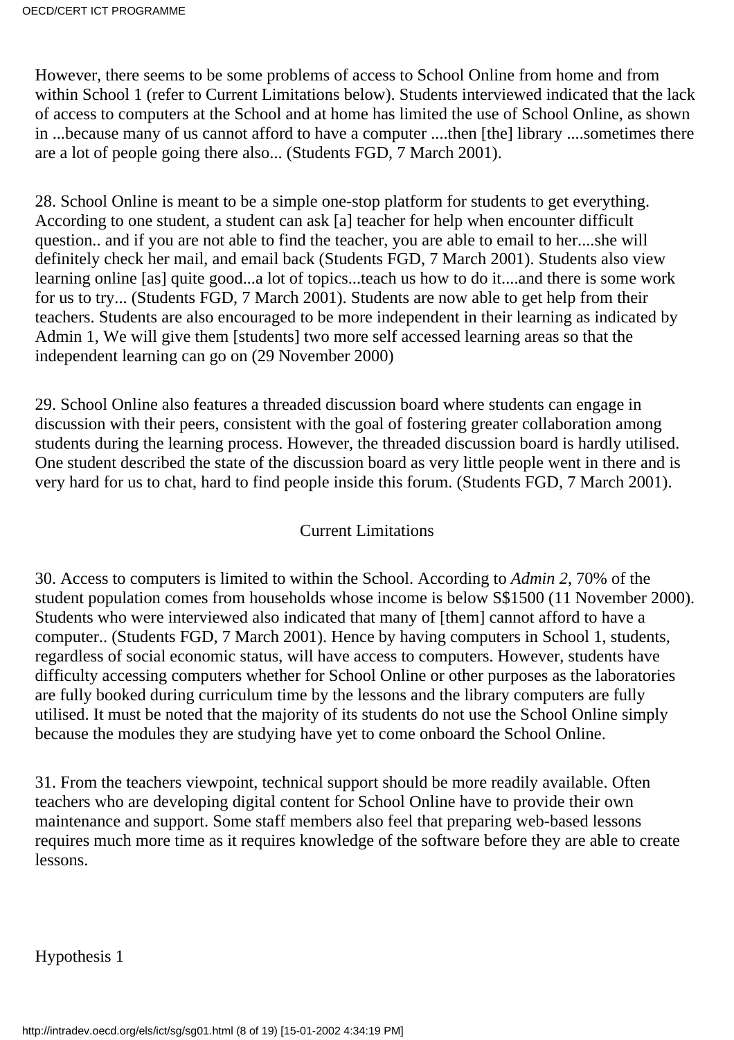However, there seems to be some problems of access to School Online from home and from within School 1 (refer to Current Limitations below). Students interviewed indicated that the lack of access to computers at the School and at home has limited the use of School Online, as shown in ...because many of us cannot afford to have a computer ....then [the] library ....sometimes there are a lot of people going there also... (Students FGD, 7 March 2001).

28. School Online is meant to be a simple one-stop platform for students to get everything. According to one student, a student can ask [a] teacher for help when encounter difficult question.. and if you are not able to find the teacher, you are able to email to her....she will definitely check her mail, and email back (Students FGD, 7 March 2001). Students also view learning online [as] quite good...a lot of topics...teach us how to do it....and there is some work for us to try... (Students FGD, 7 March 2001). Students are now able to get help from their teachers. Students are also encouraged to be more independent in their learning as indicated by Admin 1, We will give them [students] two more self accessed learning areas so that the independent learning can go on (29 November 2000)

29. School Online also features a threaded discussion board where students can engage in discussion with their peers, consistent with the goal of fostering greater collaboration among students during the learning process. However, the threaded discussion board is hardly utilised. One student described the state of the discussion board as very little people went in there and is very hard for us to chat, hard to find people inside this forum. (Students FGD, 7 March 2001).

## Current Limitations

30. Access to computers is limited to within the School. According to *Admin 2*, 70% of the student population comes from households whose income is below S$1500 (11 November 2000). Students who were interviewed also indicated that many of [them] cannot afford to have a computer.. (Students FGD, 7 March 2001). Hence by having computers in School 1, students, regardless of social economic status, will have access to computers. However, students have difficulty accessing computers whether for School Online or other purposes as the laboratories are fully booked during curriculum time by the lessons and the library computers are fully utilised. It must be noted that the majority of its students do not use the School Online simply because the modules they are studying have yet to come onboard the School Online.

31. From the teachers viewpoint, technical support should be more readily available. Often teachers who are developing digital content for School Online have to provide their own maintenance and support. Some staff members also feel that preparing web-based lessons requires much more time as it requires knowledge of the software before they are able to create lessons.

Hypothesis 1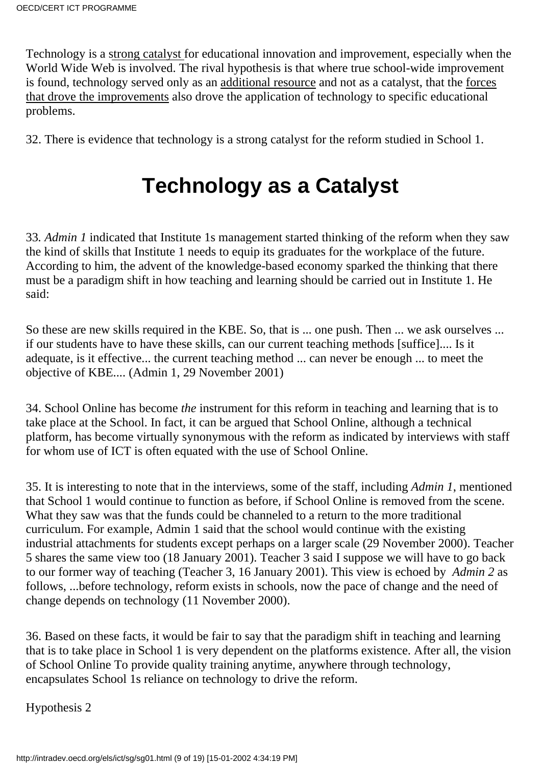Technology is a strong catalyst for educational innovation and improvement, especially when the World Wide Web is involved. The rival hypothesis is that where true school-wide improvement is found, technology served only as an additional resource and not as a catalyst, that the forces that drove the improvements also drove the application of technology to specific educational problems.

32. There is evidence that technology is a strong catalyst for the reform studied in School 1.

# Technology as a Catalyst

33. *Admin 1* indicated that Institute 1s management started thinking of the reform when they saw the kind of skills that Institute 1 needs to equip its graduates for the workplace of the future. According to him, the advent of the knowledge-based economy sparked the thinking that there must be a paradigm shift in how teaching and learning should be carried out in Institute 1. He said:

So these are new skills required in the KBE. So, that is ... one push. Then ... we ask ourselves ... if our students have to have these skills, can our current teaching methods [suffice].... Is it adequate, is it effective... the current teaching method ... can never be enough ... to meet the objective of KBE.... (Admin 1, 29 November 2001)

34. School Online has become *the* instrument for this reform in teaching and learning that is to take place at the School. In fact, it can be argued that School Online, although a technical platform, has become virtually synonymous with the reform as indicated by interviews with staff for whom use of ICT is often equated with the use of School Online.

35. It is interesting to note that in the interviews, some of the staff, including *Admin 1*, mentioned that School 1 would continue to function as before, if School Online is removed from the scene. What they saw was that the funds could be channeled to a return to the more traditional curriculum. For example, Admin 1 said that the school would continue with the existing industrial attachments for students except perhaps on a larger scale (29 November 2000). Teacher 5 shares the same view too (18 January 2001). Teacher 3 said I suppose we will have to go back to our former way of teaching (Teacher 3, 16 January 2001). This view is echoed by *Admin 2* as follows, ...before technology, reform exists in schools, now the pace of change and the need of change depends on technology (11 November 2000).

36. Based on these facts, it would be fair to say that the paradigm shift in teaching and learning that is to take place in School 1 is very dependent on the platforms existence. After all, the vision of School Online To provide quality training anytime, anywhere through technology, encapsulates School 1s reliance on technology to drive the reform.

Hypothesis 2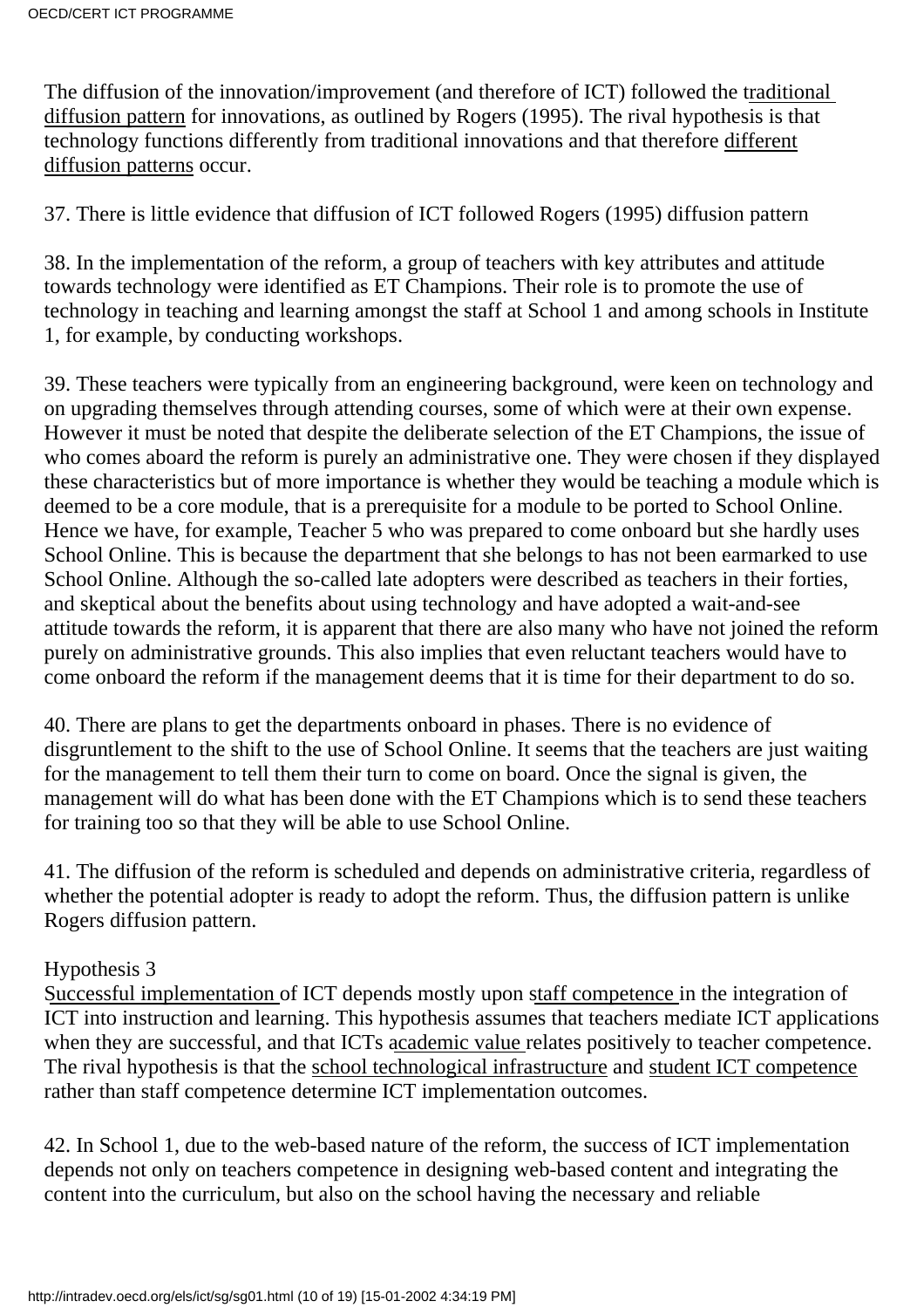The diffusion of the innovation/improvement (and therefore of ICT) followed the traditional diffusion pattern for innovations, as outlined by Rogers (1995). The rival hypothesis is that technology functions differently from traditional innovations and that therefore different diffusion patterns occur.

37. There is little evidence that diffusion of ICT followed Rogers (1995) diffusion pattern

38. In the implementation of the reform, a group of teachers with key attributes and attitude towards technology were identified as ET Champions. Their role is to promote the use of technology in teaching and learning amongst the staff at School 1 and among schools in Institute 1, for example, by conducting workshops.

39. These teachers were typically from an engineering background, were keen on technology and on upgrading themselves through attending courses, some of which were at their own expense. However it must be noted that despite the deliberate selection of the ET Champions, the issue of who comes aboard the reform is purely an administrative one. They were chosen if they displayed these characteristics but of more importance is whether they would be teaching a module which is deemed to be a core module, that is a prerequisite for a module to be ported to School Online. Hence we have, for example, Teacher 5 who was prepared to come onboard but she hardly uses School Online. This is because the department that she belongs to has not been earmarked to use School Online. Although the so-called late adopters were described as teachers in their forties, and skeptical about the benefits about using technology and have adopted a wait-and-see attitude towards the reform, it is apparent that there are also many who have not joined the reform purely on administrative grounds. This also implies that even reluctant teachers would have to come onboard the reform if the management deems that it is time for their department to do so.

40. There are plans to get the departments onboard in phases. There is no evidence of disgruntlement to the shift to the use of School Online. It seems that the teachers are just waiting for the management to tell them their turn to come on board. Once the signal is given, the management will do what has been done with the ET Champions which is to send these teachers for training too so that they will be able to use School Online.

41. The diffusion of the reform is scheduled and depends on administrative criteria, regardless of whether the potential adopter is ready to adopt the reform. Thus, the diffusion pattern is unlike Rogers diffusion pattern.

Hypothesis 3

Successful implementation of ICT depends mostly upon staff competence in the integration of ICT into instruction and learning. This hypothesis assumes that teachers mediate ICT applications when they are successful, and that ICTs academic value relates positively to teacher competence. The rival hypothesis is that the school technological infrastructure and student ICT competence rather than staff competence determine ICT implementation outcomes.

42. In School 1, due to the web-based nature of the reform, the success of ICT implementation depends not only on teachers competence in designing web-based content and integrating the content into the curriculum, but also on the school having the necessary and reliable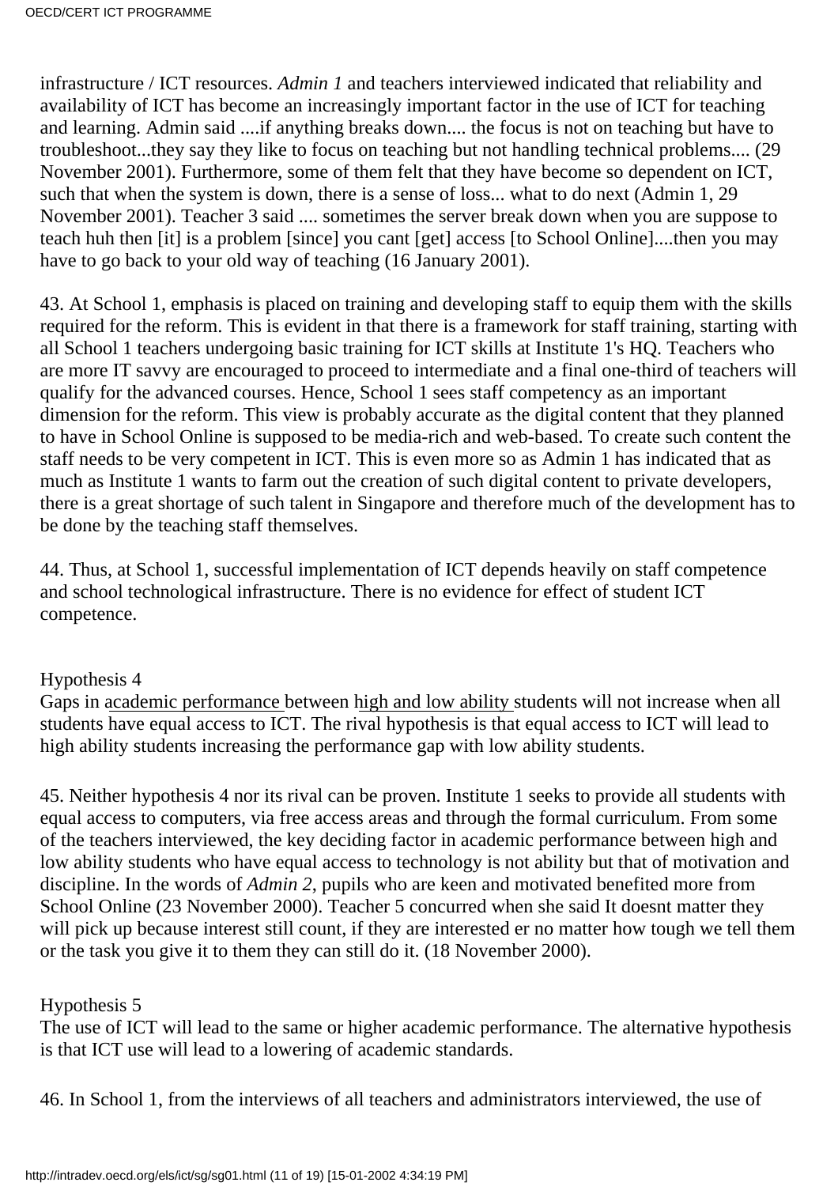infrastructure / ICT resources. *Admin 1* and teachers interviewed indicated that reliability and availability of ICT has become an increasingly important factor in the use of ICT for teaching and learning. Admin said ....if anything breaks down.... the focus is not on teaching but have to troubleshoot...they say they like to focus on teaching but not handling technical problems.... (29 November 2001). Furthermore, some of them felt that they have become so dependent on ICT, such that when the system is down, there is a sense of loss... what to do next (Admin 1, 29 November 2001). Teacher 3 said .... sometimes the server break down when you are suppose to teach huh then [it] is a problem [since] you cant [get] access [to School Online]....then you may have to go back to your old way of teaching (16 January 2001).

43. At School 1, emphasis is placed on training and developing staff to equip them with the skills required for the reform. This is evident in that there is a framework for staff training, starting with all School 1 teachers undergoing basic training for ICT skills at Institute 1's HQ. Teachers who are more IT savvy are encouraged to proceed to intermediate and a final one-third of teachers will qualify for the advanced courses. Hence, School 1 sees staff competency as an important dimension for the reform. This view is probably accurate as the digital content that they planned to have in School Online is supposed to be media-rich and web-based. To create such content the staff needs to be very competent in ICT. This is even more so as Admin 1 has indicated that as much as Institute 1 wants to farm out the creation of such digital content to private developers, there is a great shortage of such talent in Singapore and therefore much of the development has to be done by the teaching staff themselves.

44. Thus, at School 1, successful implementation of ICT depends heavily on staff competence and school technological infrastructure. There is no evidence for effect of student ICT competence.

Hypothesis 4
Gaps in academic performance between high and low ability students will not increase when all students have equal access to ICT. The rival hypothesis is that equal access to ICT will lead to high ability students increasing the performance gap with low ability students.

45. Neither hypothesis 4 nor its rival can be proven. Institute 1 seeks to provide all students with equal access to computers, via free access areas and through the formal curriculum. From some of the teachers interviewed, the key deciding factor in academic performance between high and low ability students who have equal access to technology is not ability but that of motivation and discipline. In the words of *Admin 2*, pupils who are keen and motivated benefited more from School Online (23 November 2000). Teacher 5 concurred when she said It doesnt matter they will pick up because interest still count, if they are interested er no matter how tough we tell them or the task you give it to them they can still do it. (18 November 2000).

Hypothesis 5
The use of ICT will lead to the same or higher academic performance. The alternative hypothesis is that ICT use will lead to a lowering of academic standards.

46. In School 1, from the interviews of all teachers and administrators interviewed, the use of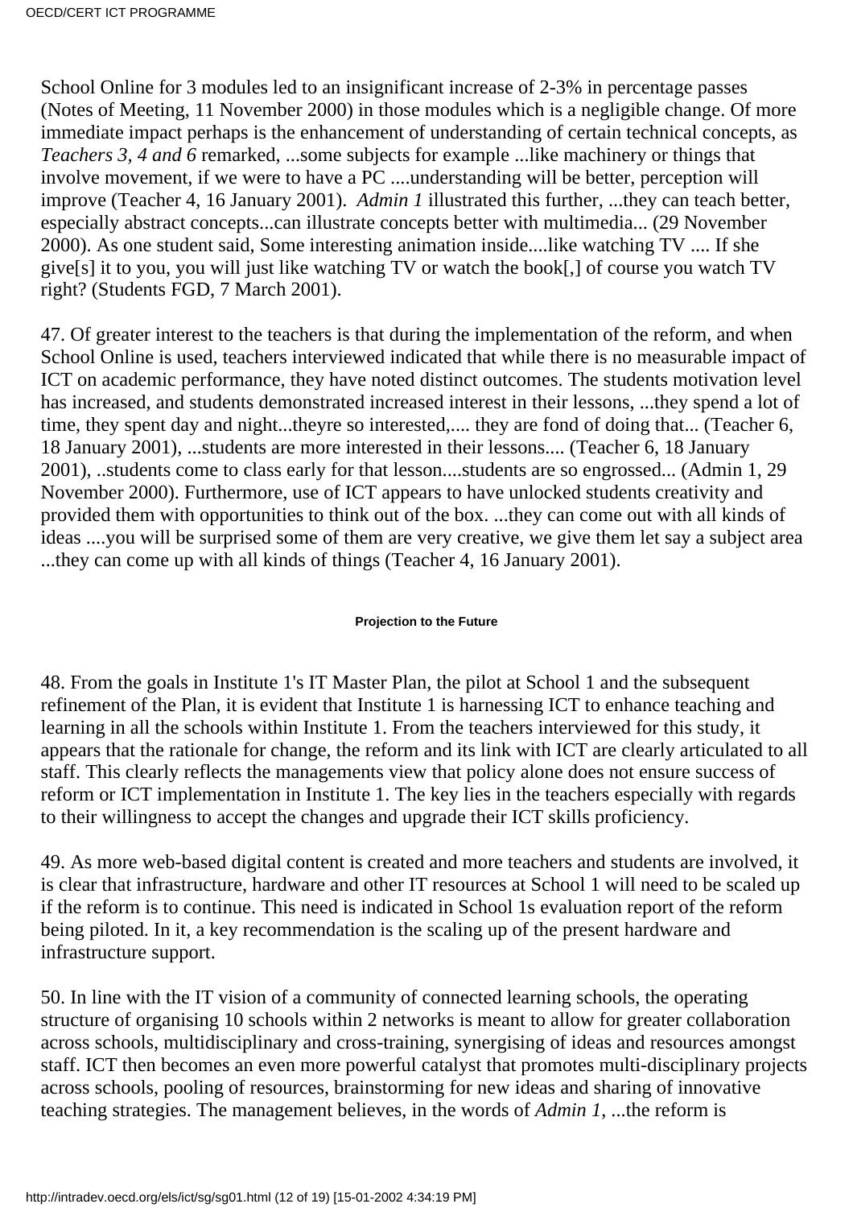School Online for 3 modules led to an insignificant increase of 2-3% in percentage passes (Notes of Meeting, 11 November 2000) in those modules which is a negligible change. Of more immediate impact perhaps is the enhancement of understanding of certain technical concepts, as *Teachers 3, 4 and 6* remarked, ...some subjects for example ...like machinery or things that involve movement, if we were to have a PC ....understanding will be better, perception will improve (Teacher 4, 16 January 2001). *Admin 1* illustrated this further, ...they can teach better, especially abstract concepts...can illustrate concepts better with multimedia... (29 November 2000). As one student said, Some interesting animation inside....like watching TV .... If she give[s] it to you, you will just like watching TV or watch the book[,] of course you watch TV right? (Students FGD, 7 March 2001).

47. Of greater interest to the teachers is that during the implementation of the reform, and when School Online is used, teachers interviewed indicated that while there is no measurable impact of ICT on academic performance, they have noted distinct outcomes. The students motivation level has increased, and students demonstrated increased interest in their lessons, ...they spend a lot of time, they spent day and night...theyre so interested,.... they are fond of doing that... (Teacher 6, 18 January 2001), ...students are more interested in their lessons.... (Teacher 6, 18 January 2001), ..students come to class early for that lesson....students are so engrossed... (Admin 1, 29 November 2000). Furthermore, use of ICT appears to have unlocked students creativity and provided them with opportunities to think out of the box. ...they can come out with all kinds of ideas ....you will be surprised some of them are very creative, we give them let say a subject area ...they can come up with all kinds of things (Teacher 4, 16 January 2001).

#### Projection to the Future

48. From the goals in Institute 1's IT Master Plan, the pilot at School 1 and the subsequent refinement of the Plan, it is evident that Institute 1 is harnessing ICT to enhance teaching and learning in all the schools within Institute 1. From the teachers interviewed for this study, it appears that the rationale for change, the reform and its link with ICT are clearly articulated to all staff. This clearly reflects the managements view that policy alone does not ensure success of reform or ICT implementation in Institute 1. The key lies in the teachers especially with regards to their willingness to accept the changes and upgrade their ICT skills proficiency.

49. As more web-based digital content is created and more teachers and students are involved, it is clear that infrastructure, hardware and other IT resources at School 1 will need to be scaled up if the reform is to continue. This need is indicated in School 1s evaluation report of the reform being piloted. In it, a key recommendation is the scaling up of the present hardware and infrastructure support.

50. In line with the IT vision of a community of connected learning schools, the operating structure of organising 10 schools within 2 networks is meant to allow for greater collaboration across schools, multidisciplinary and cross-training, synergising of ideas and resources amongst staff. ICT then becomes an even more powerful catalyst that promotes multi-disciplinary projects across schools, pooling of resources, brainstorming for new ideas and sharing of innovative teaching strategies. The management believes, in the words of *Admin 1*, ...the reform is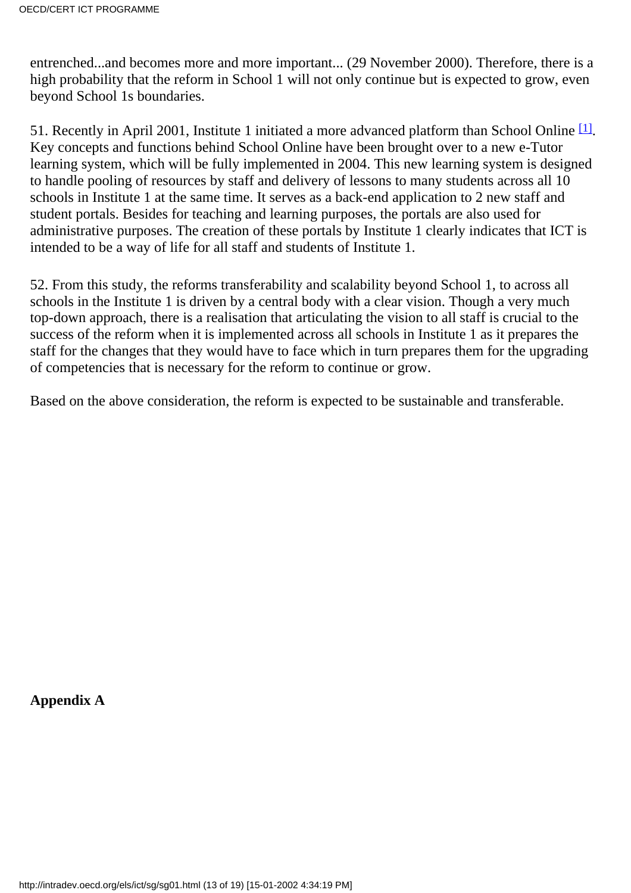entrenched...and becomes more and more important... (29 November 2000). Therefore, there is a high probability that the reform in School 1 will not only continue but is expected to grow, even beyond School 1s boundaries.

51. Recently in April 2001, Institute 1 initiated a more advanced platform than School Online [1]. Key concepts and functions behind School Online have been brought over to a new e-Tutor learning system, which will be fully implemented in 2004. This new learning system is designed to handle pooling of resources by staff and delivery of lessons to many students across all 10 schools in Institute 1 at the same time. It serves as a back-end application to 2 new staff and student portals. Besides for teaching and learning purposes, the portals are also used for administrative purposes. The creation of these portals by Institute 1 clearly indicates that ICT is intended to be a way of life for all staff and students of Institute 1.

52. From this study, the reforms transferability and scalability beyond School 1, to across all schools in the Institute 1 is driven by a central body with a clear vision. Though a very much top-down approach, there is a realisation that articulating the vision to all staff is crucial to the success of the reform when it is implemented across all schools in Institute 1 as it prepares the staff for the changes that they would have to face which in turn prepares them for the upgrading of competencies that is necessary for the reform to continue or grow.

Based on the above consideration, the reform is expected to be sustainable and transferable.

**Appendix A**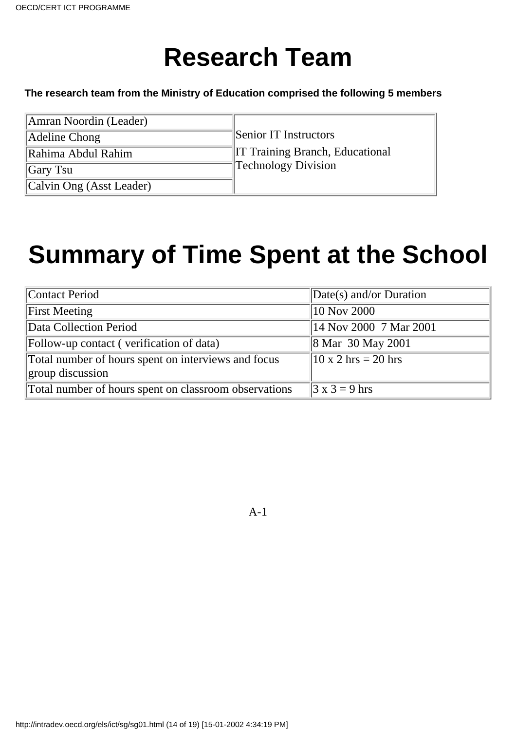# Research Team

**The research team from the Ministry of Education comprised the following 5 members**

| | |
|---|---|
| Amran Noordin (Leader) | Senior IT Instructors<br>IT Training Branch, Educational Technology Division |
| Adeline Chong | |
| Rahima Abdul Rahim | |
| Gary Tsu | |
| Calvin Ong (Asst Leader) | |

# Summary of Time Spent at the School

| Contact Period | Date(s) and/or Duration |
|---|---|
| First Meeting | 10 Nov 2000 |
| Data Collection Period | 14 Nov 2000  7 Mar 2001 |
| Follow-up contact ( verification of data) | 8 Mar  30 May 2001 |
| Total number of hours spent on interviews and focus group discussion | 10 x 2 hrs = 20 hrs |
| Total number of hours spent on classroom observations | 3 x 3 = 9 hrs |

A-1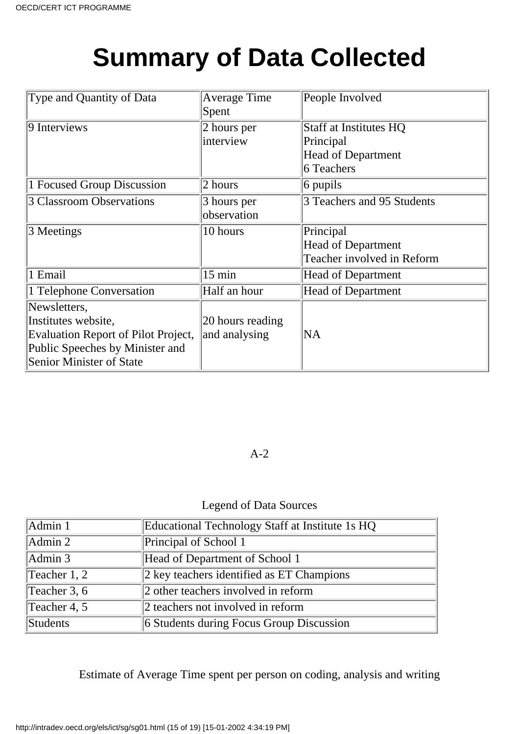# Summary of Data Collected

| Type and Quantity of Data | Average Time Spent | People Involved |
|---|---|---|
| 9 Interviews | 2 hours per interview | Staff at Institutes HQ<br>Principal<br>Head of Department<br>6 Teachers |
| 1 Focused Group Discussion | 2 hours | 6 pupils |
| 3 Classroom Observations | 3 hours per observation | 3 Teachers and 95 Students |
| 3 Meetings | 10 hours | Principal<br>Head of Department<br>Teacher involved in Reform |
| 1 Email | 15 min | Head of Department |
| 1 Telephone Conversation | Half an hour | Head of Department |
| Newsletters,<br>Institutes website,<br>Evaluation Report of Pilot Project,<br>Public Speeches by Minister and Senior Minister of State | 20 hours reading and analysing | NA |

A-2

Legend of Data Sources

| Admin 1 | Educational Technology Staff at Institute 1s HQ |
|---|---|
| Admin 2 | Principal of School 1 |
| Admin 3 | Head of Department of School 1 |
| Teacher 1, 2 | 2 key teachers identified as ET Champions |
| Teacher 3, 6 | 2 other teachers involved in reform |
| Teacher 4, 5 | 2 teachers not involved in reform |
| Students | 6 Students during Focus Group Discussion |

Estimate of Average Time spent per person on coding, analysis and writing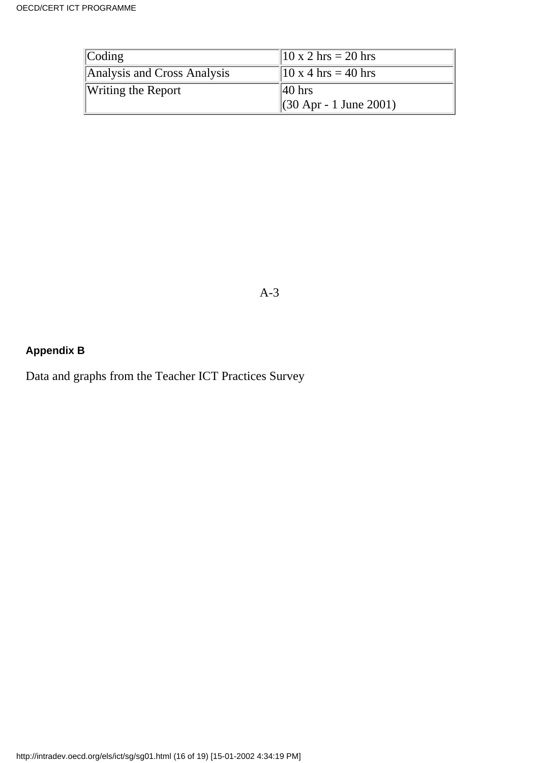| | |
|---|---|
| Coding | 10 x 2 hrs = 20 hrs |
| Analysis and Cross Analysis | 10 x 4 hrs = 40 hrs |
| Writing the Report | 40 hrs<br>(30 Apr - 1 June 2001) |

A-3

**Appendix B**

Data and graphs from the Teacher ICT Practices Survey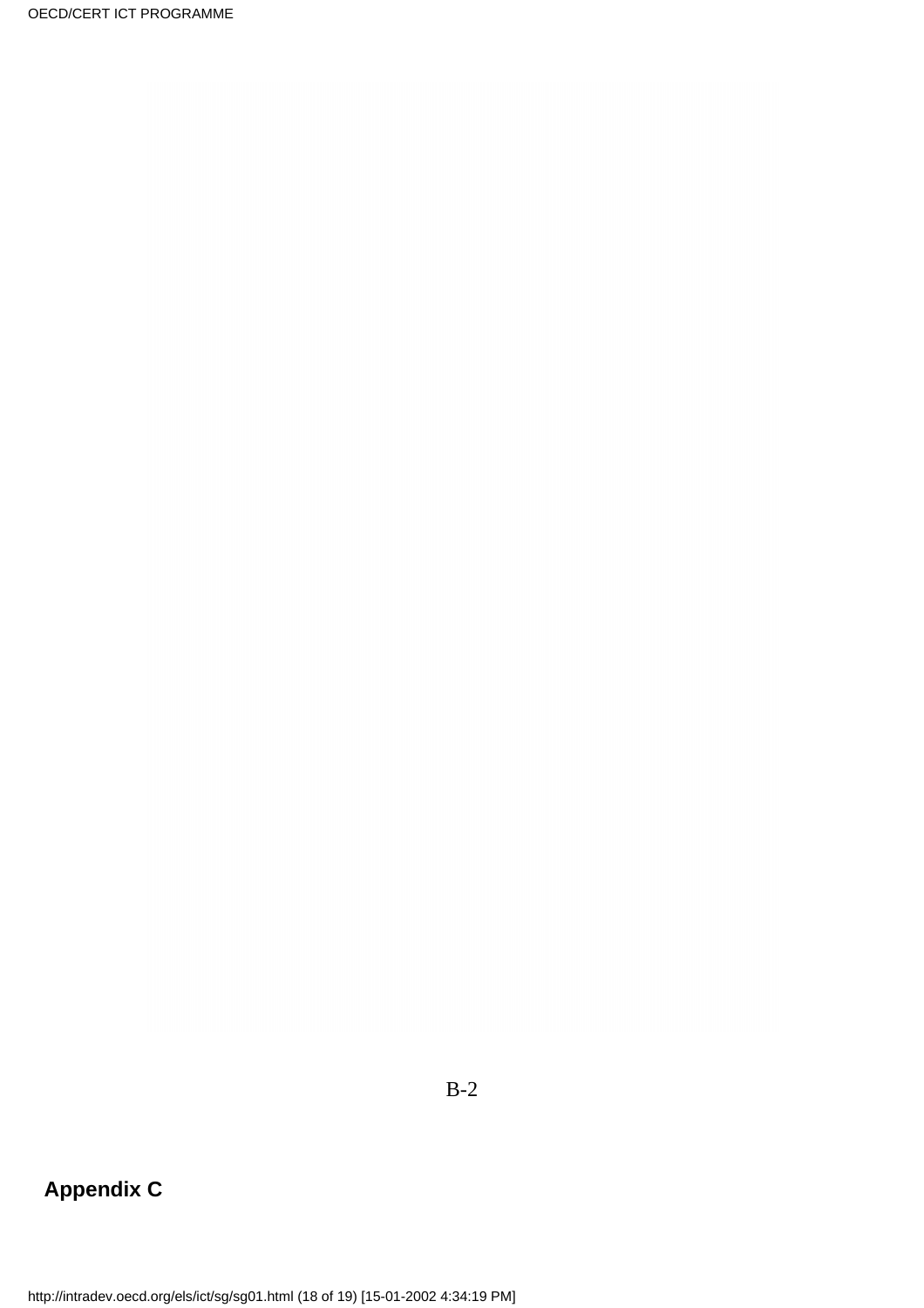B-2

## Appendix C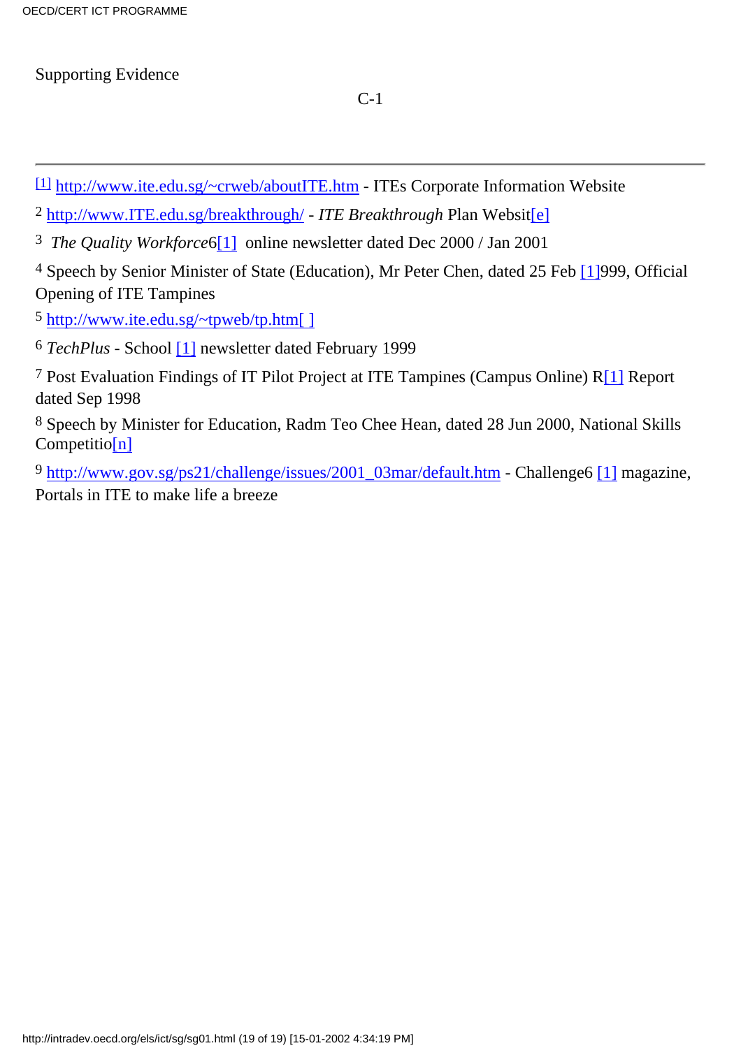Supporting Evidence

C-1

---

[1] http://www.ite.edu.sg/~crweb/aboutITE.htm - ITEs Corporate Information Website

2 http://www.ITE.edu.sg/breakthrough/ - *ITE Breakthrough* Plan Websit[e]

3 *The Quality Workforce*6[1] online newsletter dated Dec 2000 / Jan 2001

4 Speech by Senior Minister of State (Education), Mr Peter Chen, dated 25 Feb [1]999, Official Opening of ITE Tampines

5 http://www.ite.edu.sg/~tpweb/tp.htm[ ]

6 *TechPlus* - School [1] newsletter dated February 1999

7 Post Evaluation Findings of IT Pilot Project at ITE Tampines (Campus Online) R[1] Report dated Sep 1998

8 Speech by Minister for Education, Radm Teo Chee Hean, dated 28 Jun 2000, National Skills Competitio[n]

9 http://www.gov.sg/ps21/challenge/issues/2001_03mar/default.htm - Challenge6 [1] magazine, Portals in ITE to make life a breeze